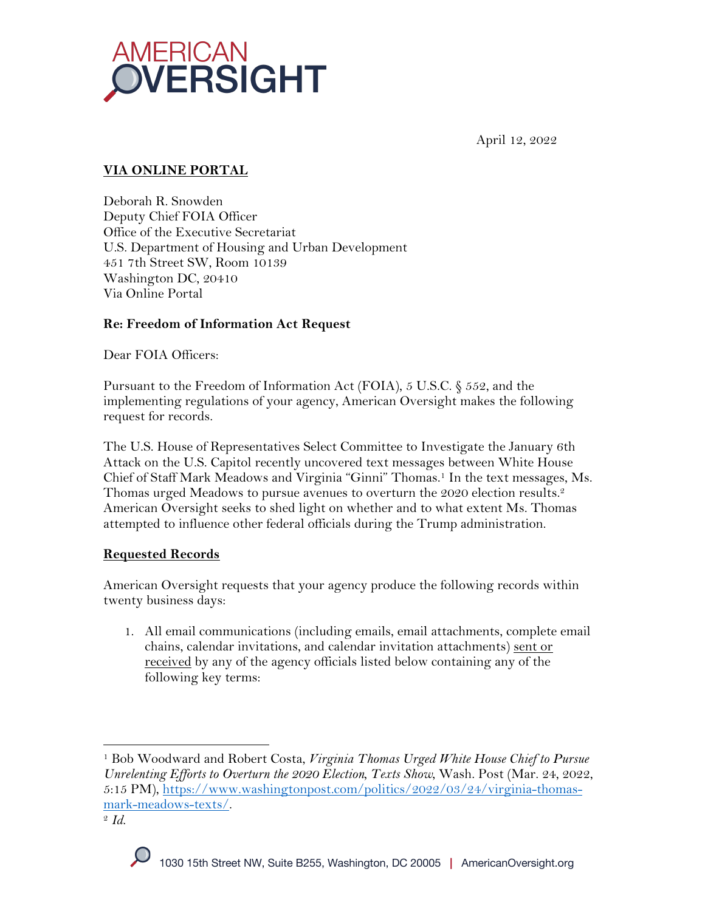April 12, 2022

**VIA ONLINE PORTAL**

Deborah R. Snowden
Deputy Chief FOIA Officer
Office of the Executive Secretariat
U.S. Department of Housing and Urban Development
451 7th Street SW, Room 10139
Washington DC, 20410
Via Online Portal

**Re: Freedom of Information Act Request**

Dear FOIA Officers:

Pursuant to the Freedom of Information Act (FOIA), 5 U.S.C. § 552, and the implementing regulations of your agency, American Oversight makes the following request for records.

The U.S. House of Representatives Select Committee to Investigate the January 6th Attack on the U.S. Capitol recently uncovered text messages between White House Chief of Staff Mark Meadows and Virginia "Ginni" Thomas.[1] In the text messages, Ms. Thomas urged Meadows to pursue avenues to overturn the 2020 election results.[2] American Oversight seeks to shed light on whether and to what extent Ms. Thomas attempted to influence other federal officials during the Trump administration.

**Requested Records**

American Oversight requests that your agency produce the following records within twenty business days:

1. All email communications (including emails, email attachments, complete email chains, calendar invitations, and calendar invitation attachments) sent or received by any of the agency officials listed below containing any of the following key terms:

---

[1] Bob Woodward and Robert Costa, *Virginia Thomas Urged White House Chief to Pursue Unrelenting Efforts to Overturn the 2020 Election, Texts Show,* Wash. Post (Mar. 24, 2022, 5:15 PM), https://www.washingtonpost.com/politics/2022/03/24/virginia-thomas-mark-meadows-texts/.

[2] *Id.*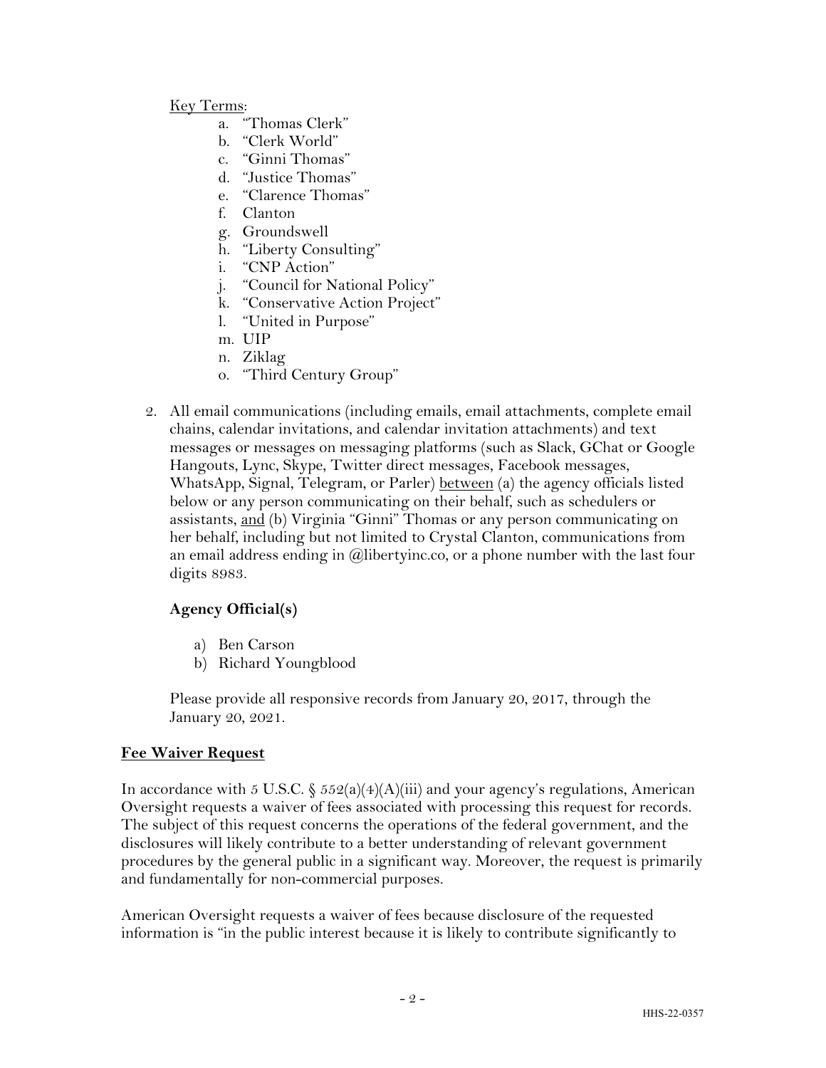Key Terms:

a. "Thomas Clerk"
b. "Clerk World"
c. "Ginni Thomas"
d. "Justice Thomas"
e. "Clarence Thomas"
f. Clanton
g. Groundswell
h. "Liberty Consulting"
i. "CNP Action"
j. "Council for National Policy"
k. "Conservative Action Project"
l. "United in Purpose"
m. UIP
n. Ziklag
o. "Third Century Group"

2. All email communications (including emails, email attachments, complete email chains, calendar invitations, and calendar invitation attachments) and text messages or messages on messaging platforms (such as Slack, GChat or Google Hangouts, Lync, Skype, Twitter direct messages, Facebook messages, WhatsApp, Signal, Telegram, or Parler) between (a) the agency officials listed below or any person communicating on their behalf, such as schedulers or assistants, and (b) Virginia "Ginni" Thomas or any person communicating on her behalf, including but not limited to Crystal Clanton, communications from an email address ending in @libertyinc.co, or a phone number with the last four digits 8983.

   **Agency Official(s)**

   a) Ben Carson
   b) Richard Youngblood

   Please provide all responsive records from January 20, 2017, through the January 20, 2021.

**Fee Waiver Request**

In accordance with 5 U.S.C. § 552(a)(4)(A)(iii) and your agency's regulations, American Oversight requests a waiver of fees associated with processing this request for records. The subject of this request concerns the operations of the federal government, and the disclosures will likely contribute to a better understanding of relevant government procedures by the general public in a significant way. Moreover, the request is primarily and fundamentally for non-commercial purposes.

American Oversight requests a waiver of fees because disclosure of the requested information is "in the public interest because it is likely to contribute significantly to

HHS-22-0357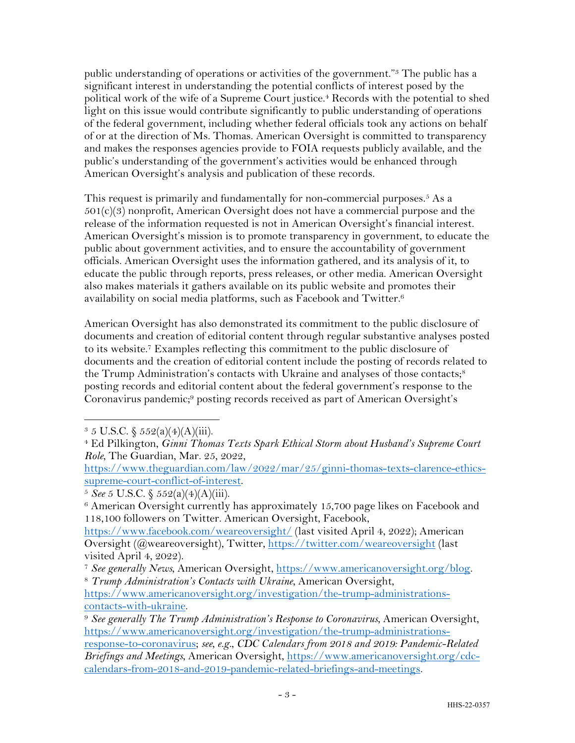public understanding of operations or activities of the government."[3] The public has a significant interest in understanding the potential conflicts of interest posed by the political work of the wife of a Supreme Court justice.[4] Records with the potential to shed light on this issue would contribute significantly to public understanding of operations of the federal government, including whether federal officials took any actions on behalf of or at the direction of Ms. Thomas. American Oversight is committed to transparency and makes the responses agencies provide to FOIA requests publicly available, and the public's understanding of the government's activities would be enhanced through American Oversight's analysis and publication of these records.

This request is primarily and fundamentally for non-commercial purposes.[5] As a 501(c)(3) nonprofit, American Oversight does not have a commercial purpose and the release of the information requested is not in American Oversight's financial interest. American Oversight's mission is to promote transparency in government, to educate the public about government activities, and to ensure the accountability of government officials. American Oversight uses the information gathered, and its analysis of it, to educate the public through reports, press releases, or other media. American Oversight also makes materials it gathers available on its public website and promotes their availability on social media platforms, such as Facebook and Twitter.[6]

American Oversight has also demonstrated its commitment to the public disclosure of documents and creation of editorial content through regular substantive analyses posted to its website.[7] Examples reflecting this commitment to the public disclosure of documents and the creation of editorial content include the posting of records related to the Trump Administration's contacts with Ukraine and analyses of those contacts;[8] posting records and editorial content about the federal government's response to the Coronavirus pandemic;[9] posting records received as part of American Oversight's

---

[3] 5 U.S.C. § 552(a)(4)(A)(iii).

[4] Ed Pilkington, *Ginni Thomas Texts Spark Ethical Storm about Husband's Supreme Court Role*, The Guardian, Mar. 25, 2022, https://www.theguardian.com/law/2022/mar/25/ginni-thomas-texts-clarence-ethics-supreme-court-conflict-of-interest.

[5] *See* 5 U.S.C. § 552(a)(4)(A)(iii).

[6] American Oversight currently has approximately 15,700 page likes on Facebook and 118,100 followers on Twitter. American Oversight, Facebook, https://www.facebook.com/weareoversight/ (last visited April 4, 2022); American Oversight (@weareoversight), Twitter, https://twitter.com/weareoversight (last visited April 4, 2022).

[7] *See generally News*, American Oversight, https://www.americanoversight.org/blog.

[8] *Trump Administration's Contacts with Ukraine*, American Oversight, https://www.americanoversight.org/investigation/the-trump-administrations-contacts-with-ukraine.

[9] *See generally The Trump Administration's Response to Coronavirus*, American Oversight, https://www.americanoversight.org/investigation/the-trump-administrations-response-to-coronavirus; *see, e.g.*, *CDC Calendars from 2018 and 2019: Pandemic-Related Briefings and Meetings*, American Oversight, https://www.americanoversight.org/cdc-calendars-from-2018-and-2019-pandemic-related-briefings-and-meetings.

HHS-22-0357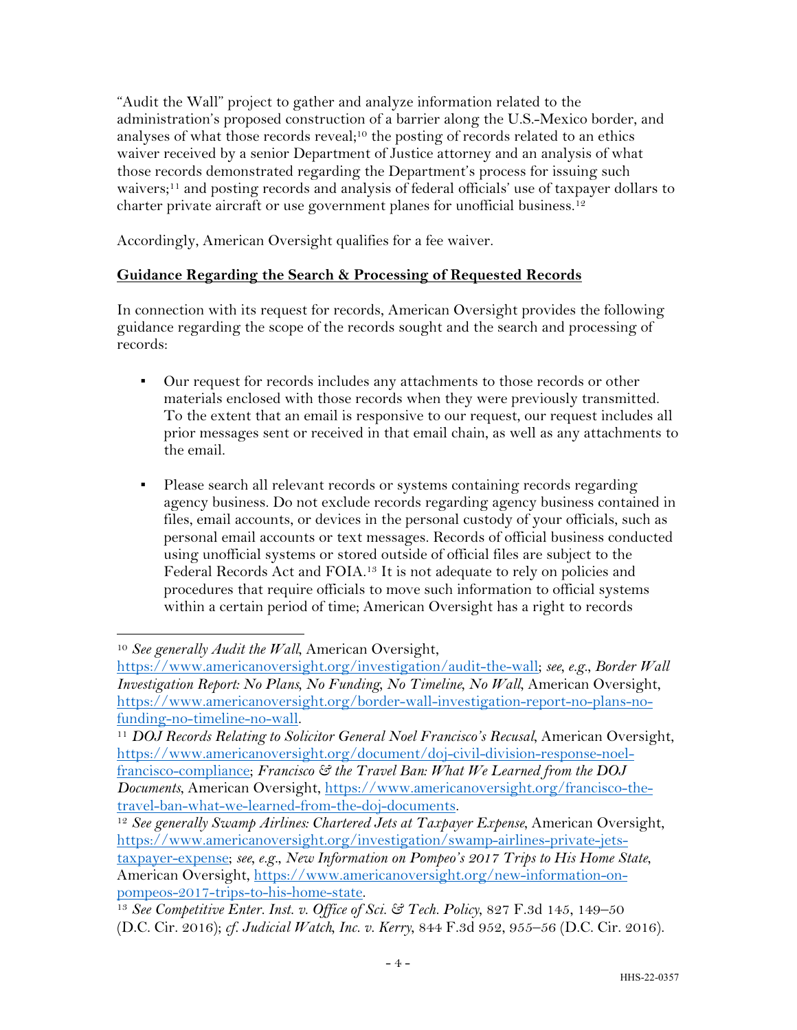"Audit the Wall" project to gather and analyze information related to the administration's proposed construction of a barrier along the U.S.-Mexico border, and analyses of what those records reveal;[10] the posting of records related to an ethics waiver received by a senior Department of Justice attorney and an analysis of what those records demonstrated regarding the Department's process for issuing such waivers;[11] and posting records and analysis of federal officials' use of taxpayer dollars to charter private aircraft or use government planes for unofficial business.[12]

Accordingly, American Oversight qualifies for a fee waiver.

**Guidance Regarding the Search & Processing of Requested Records**

In connection with its request for records, American Oversight provides the following guidance regarding the scope of the records sought and the search and processing of records:

- Our request for records includes any attachments to those records or other materials enclosed with those records when they were previously transmitted. To the extent that an email is responsive to our request, our request includes all prior messages sent or received in that email chain, as well as any attachments to the email.

- Please search all relevant records or systems containing records regarding agency business. Do not exclude records regarding agency business contained in files, email accounts, or devices in the personal custody of your officials, such as personal email accounts or text messages. Records of official business conducted using unofficial systems or stored outside of official files are subject to the Federal Records Act and FOIA.[13] It is not adequate to rely on policies and procedures that require officials to move such information to official systems within a certain period of time; American Oversight has a right to records

---

[10] *See generally Audit the Wall*, American Oversight, https://www.americanoversight.org/investigation/audit-the-wall; *see, e.g.*, *Border Wall Investigation Report: No Plans, No Funding, No Timeline, No Wall*, American Oversight, https://www.americanoversight.org/border-wall-investigation-report-no-plans-no-funding-no-timeline-no-wall.

[11] *DOJ Records Relating to Solicitor General Noel Francisco's Recusal*, American Oversight, https://www.americanoversight.org/document/doj-civil-division-response-noel-francisco-compliance; *Francisco & the Travel Ban: What We Learned from the DOJ Documents*, American Oversight, https://www.americanoversight.org/francisco-the-travel-ban-what-we-learned-from-the-doj-documents.

[12] *See generally Swamp Airlines: Chartered Jets at Taxpayer Expense*, American Oversight, https://www.americanoversight.org/investigation/swamp-airlines-private-jets-taxpayer-expense; *see, e.g.*, *New Information on Pompeo's 2017 Trips to His Home State*, American Oversight, https://www.americanoversight.org/new-information-on-pompeos-2017-trips-to-his-home-state.

[13] *See Competitive Enter. Inst. v. Office of Sci. & Tech. Policy*, 827 F.3d 145, 149–50 (D.C. Cir. 2016); *cf. Judicial Watch, Inc. v. Kerry*, 844 F.3d 952, 955–56 (D.C. Cir. 2016).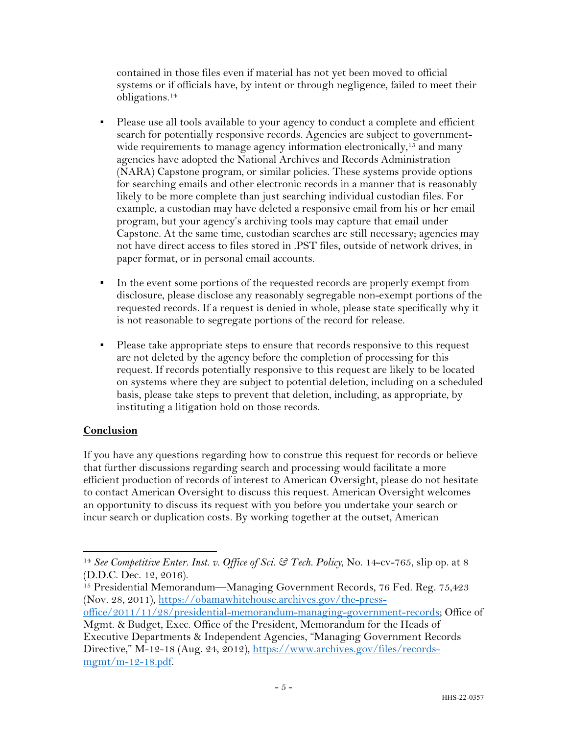contained in those files even if material has not yet been moved to official systems or if officials have, by intent or through negligence, failed to meet their obligations.[14]

- Please use all tools available to your agency to conduct a complete and efficient search for potentially responsive records. Agencies are subject to government-wide requirements to manage agency information electronically,[15] and many agencies have adopted the National Archives and Records Administration (NARA) Capstone program, or similar policies. These systems provide options for searching emails and other electronic records in a manner that is reasonably likely to be more complete than just searching individual custodian files. For example, a custodian may have deleted a responsive email from his or her email program, but your agency's archiving tools may capture that email under Capstone. At the same time, custodian searches are still necessary; agencies may not have direct access to files stored in .PST files, outside of network drives, in paper format, or in personal email accounts.

- In the event some portions of the requested records are properly exempt from disclosure, please disclose any reasonably segregable non-exempt portions of the requested records. If a request is denied in whole, please state specifically why it is not reasonable to segregate portions of the record for release.

- Please take appropriate steps to ensure that records responsive to this request are not deleted by the agency before the completion of processing for this request. If records potentially responsive to this request are likely to be located on systems where they are subject to potential deletion, including on a scheduled basis, please take steps to prevent that deletion, including, as appropriate, by instituting a litigation hold on those records.

**Conclusion**

If you have any questions regarding how to construe this request for records or believe that further discussions regarding search and processing would facilitate a more efficient production of records of interest to American Oversight, please do not hesitate to contact American Oversight to discuss this request. American Oversight welcomes an opportunity to discuss its request with you before you undertake your search or incur search or duplication costs. By working together at the outset, American

---

[14] *See Competitive Enter. Inst. v. Office of Sci. & Tech. Policy*, No. 14-cv-765, slip op. at 8 (D.D.C. Dec. 12, 2016).

[15] Presidential Memorandum—Managing Government Records, 76 Fed. Reg. 75,423 (Nov. 28, 2011), https://obamawhitehouse.archives.gov/the-press-office/2011/11/28/presidential-memorandum-managing-government-records; Office of Mgmt. & Budget, Exec. Office of the President, Memorandum for the Heads of Executive Departments & Independent Agencies, "Managing Government Records Directive," M-12-18 (Aug. 24, 2012), https://www.archives.gov/files/records-mgmt/m-12-18.pdf.

HHS-22-0357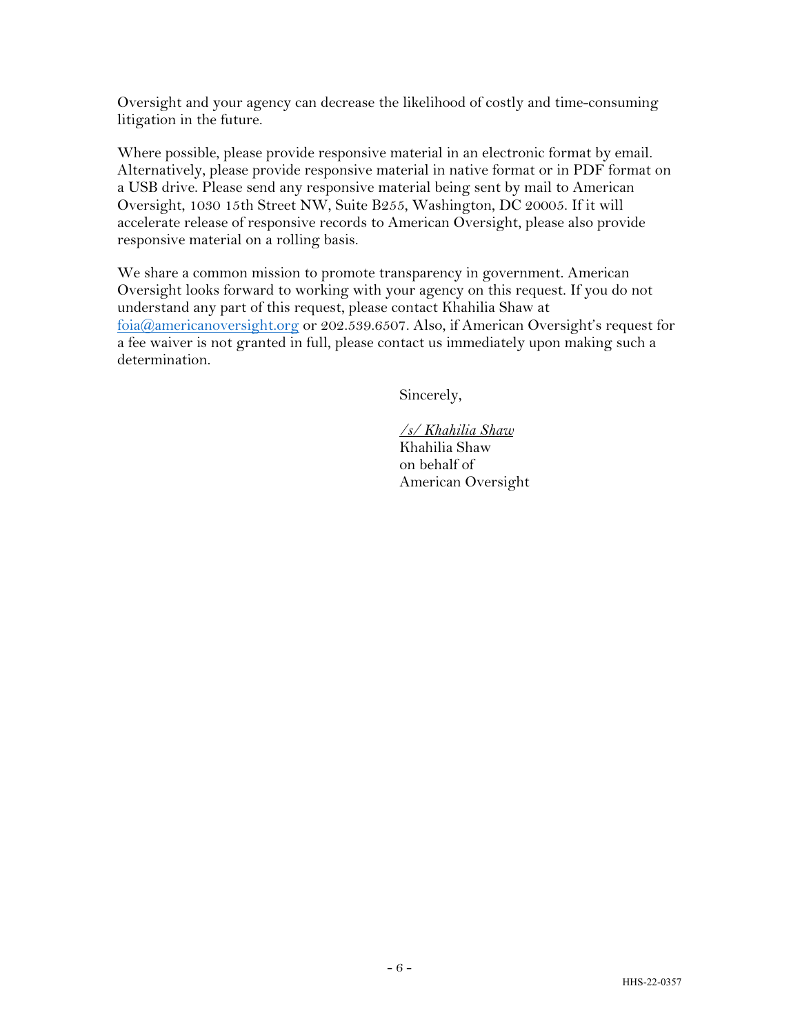Oversight and your agency can decrease the likelihood of costly and time-consuming litigation in the future.

Where possible, please provide responsive material in an electronic format by email. Alternatively, please provide responsive material in native format or in PDF format on a USB drive. Please send any responsive material being sent by mail to American Oversight, 1030 15th Street NW, Suite B255, Washington, DC 20005. If it will accelerate release of responsive records to American Oversight, please also provide responsive material on a rolling basis.

We share a common mission to promote transparency in government. American Oversight looks forward to working with your agency on this request. If you do not understand any part of this request, please contact Khahilia Shaw at [foia@americanoversight.org](mailto:foia@americanoversight.org) or 202.539.6507. Also, if American Oversight's request for a fee waiver is not granted in full, please contact us immediately upon making such a determination.

Sincerely,

*<u>/s/ Khahilia Shaw</u>*
Khahilia Shaw
on behalf of
American Oversight

HHS-22-0357